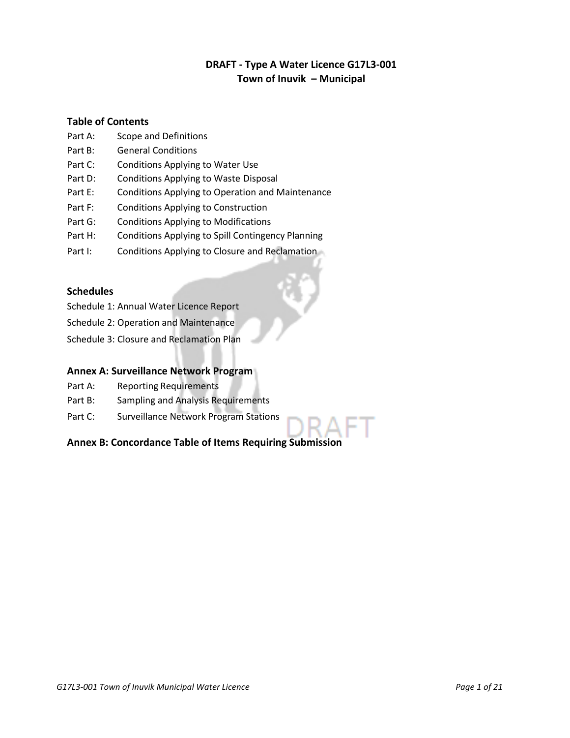# DRAFT - Type A Water Licence G17L3-001
# Town of Inuvik – Municipal

## Table of Contents

Part A: Scope and Definitions
Part B: General Conditions
Part C: Conditions Applying to Water Use
Part D: Conditions Applying to Waste Disposal
Part E: Conditions Applying to Operation and Maintenance
Part F: Conditions Applying to Construction
Part G: Conditions Applying to Modifications
Part H: Conditions Applying to Spill Contingency Planning
Part I: Conditions Applying to Closure and Reclamation

## Schedules

Schedule 1: Annual Water Licence Report
Schedule 2: Operation and Maintenance
Schedule 3: Closure and Reclamation Plan

## Annex A: Surveillance Network Program

Part A: Reporting Requirements
Part B: Sampling and Analysis Requirements
Part C: Surveillance Network Program Stations

## Annex B: Concordance Table of Items Requiring Submission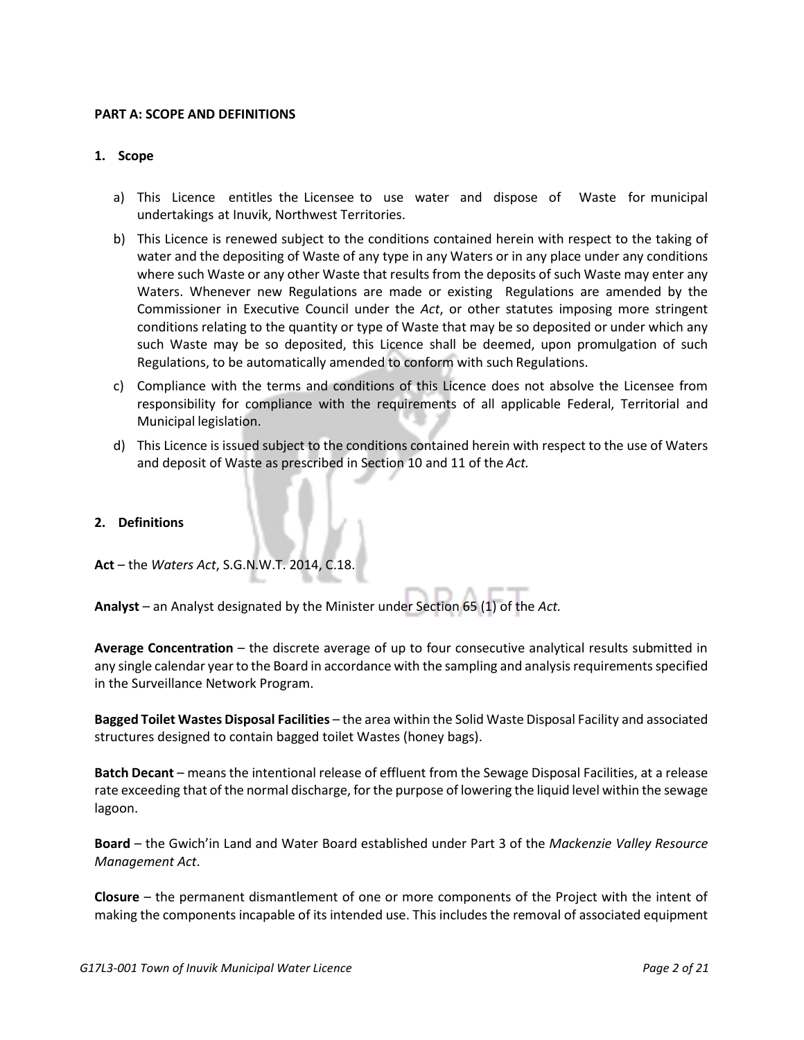**PART A: SCOPE AND DEFINITIONS**

**1. Scope**

a) This Licence entitles the Licensee to use water and dispose of Waste for municipal undertakings at Inuvik, Northwest Territories.

b) This Licence is renewed subject to the conditions contained herein with respect to the taking of water and the depositing of Waste of any type in any Waters or in any place under any conditions where such Waste or any other Waste that results from the deposits of such Waste may enter any Waters. Whenever new Regulations are made or existing Regulations are amended by the Commissioner in Executive Council under the *Act*, or other statutes imposing more stringent conditions relating to the quantity or type of Waste that may be so deposited or under which any such Waste may be so deposited, this Licence shall be deemed, upon promulgation of such Regulations, to be automatically amended to conform with such Regulations.

c) Compliance with the terms and conditions of this Licence does not absolve the Licensee from responsibility for compliance with the requirements of all applicable Federal, Territorial and Municipal legislation.

d) This Licence is issued subject to the conditions contained herein with respect to the use of Waters and deposit of Waste as prescribed in Section 10 and 11 of the *Act.*

**2. Definitions**

**Act** – the *Waters Act*, S.G.N.W.T. 2014, C.18.

**Analyst** – an Analyst designated by the Minister under Section 65 (1) of the *Act.*

**Average Concentration** – the discrete average of up to four consecutive analytical results submitted in any single calendar year to the Board in accordance with the sampling and analysis requirements specified in the Surveillance Network Program.

**Bagged Toilet Wastes Disposal Facilities** – the area within the Solid Waste Disposal Facility and associated structures designed to contain bagged toilet Wastes (honey bags).

**Batch Decant** – means the intentional release of effluent from the Sewage Disposal Facilities, at a release rate exceeding that of the normal discharge, for the purpose of lowering the liquid level within the sewage lagoon.

**Board** – the Gwich'in Land and Water Board established under Part 3 of the *Mackenzie Valley Resource Management Act*.

**Closure** – the permanent dismantlement of one or more components of the Project with the intent of making the components incapable of its intended use. This includes the removal of associated equipment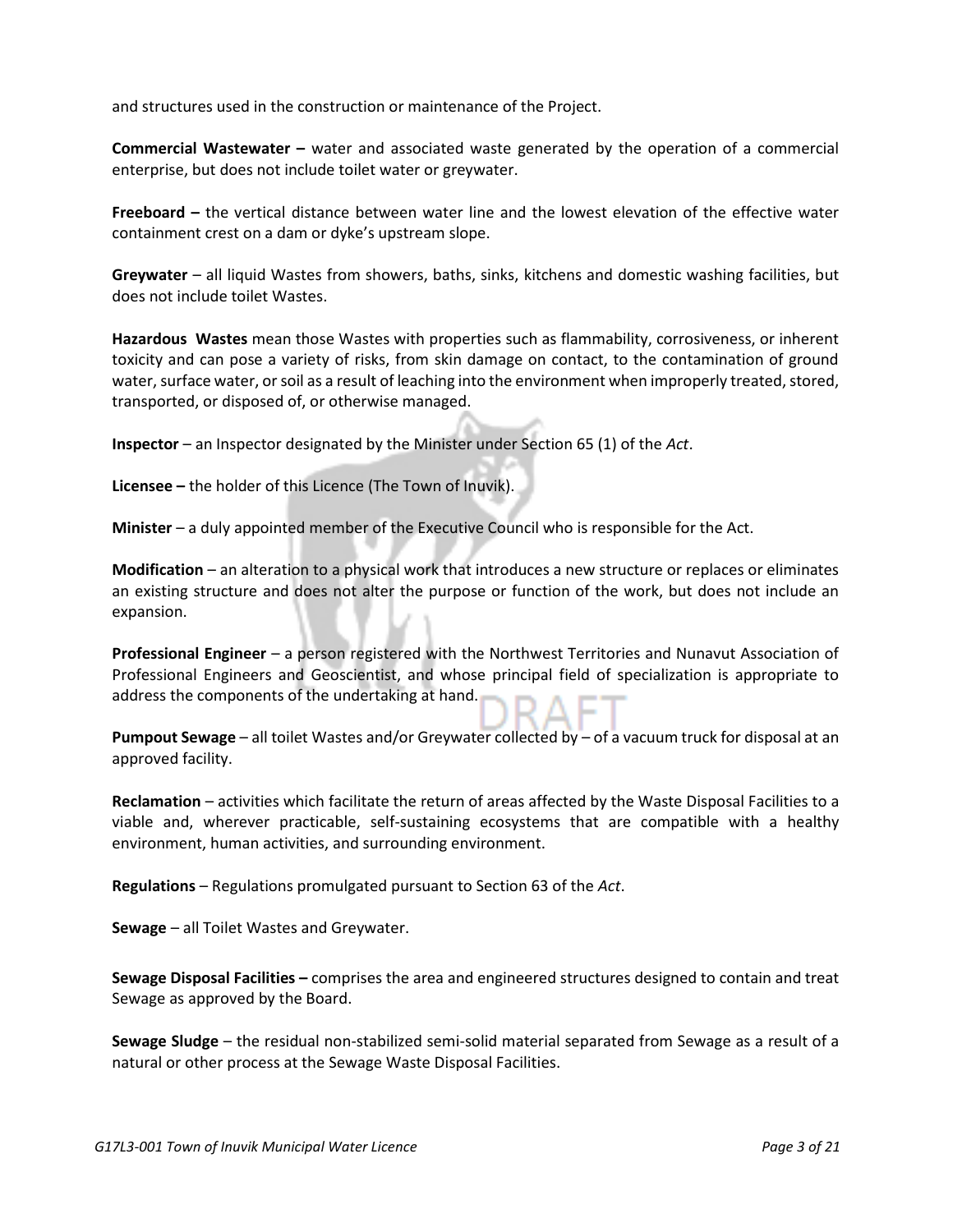and structures used in the construction or maintenance of the Project.

**Commercial Wastewater –** water and associated waste generated by the operation of a commercial enterprise, but does not include toilet water or greywater.

**Freeboard –** the vertical distance between water line and the lowest elevation of the effective water containment crest on a dam or dyke's upstream slope.

**Greywater** – all liquid Wastes from showers, baths, sinks, kitchens and domestic washing facilities, but does not include toilet Wastes.

**Hazardous Wastes** mean those Wastes with properties such as flammability, corrosiveness, or inherent toxicity and can pose a variety of risks, from skin damage on contact, to the contamination of ground water, surface water, or soil as a result of leaching into the environment when improperly treated, stored, transported, or disposed of, or otherwise managed.

**Inspector** – an Inspector designated by the Minister under Section 65 (1) of the *Act*.

**Licensee –** the holder of this Licence (The Town of Inuvik).

**Minister** – a duly appointed member of the Executive Council who is responsible for the Act.

**Modification** – an alteration to a physical work that introduces a new structure or replaces or eliminates an existing structure and does not alter the purpose or function of the work, but does not include an expansion.

**Professional Engineer** – a person registered with the Northwest Territories and Nunavut Association of Professional Engineers and Geoscientist, and whose principal field of specialization is appropriate to address the components of the undertaking at hand.

**Pumpout Sewage** – all toilet Wastes and/or Greywater collected by – of a vacuum truck for disposal at an approved facility.

**Reclamation** – activities which facilitate the return of areas affected by the Waste Disposal Facilities to a viable and, wherever practicable, self-sustaining ecosystems that are compatible with a healthy environment, human activities, and surrounding environment.

**Regulations** – Regulations promulgated pursuant to Section 63 of the *Act*.

**Sewage** – all Toilet Wastes and Greywater.

**Sewage Disposal Facilities –** comprises the area and engineered structures designed to contain and treat Sewage as approved by the Board.

**Sewage Sludge** – the residual non-stabilized semi-solid material separated from Sewage as a result of a natural or other process at the Sewage Waste Disposal Facilities.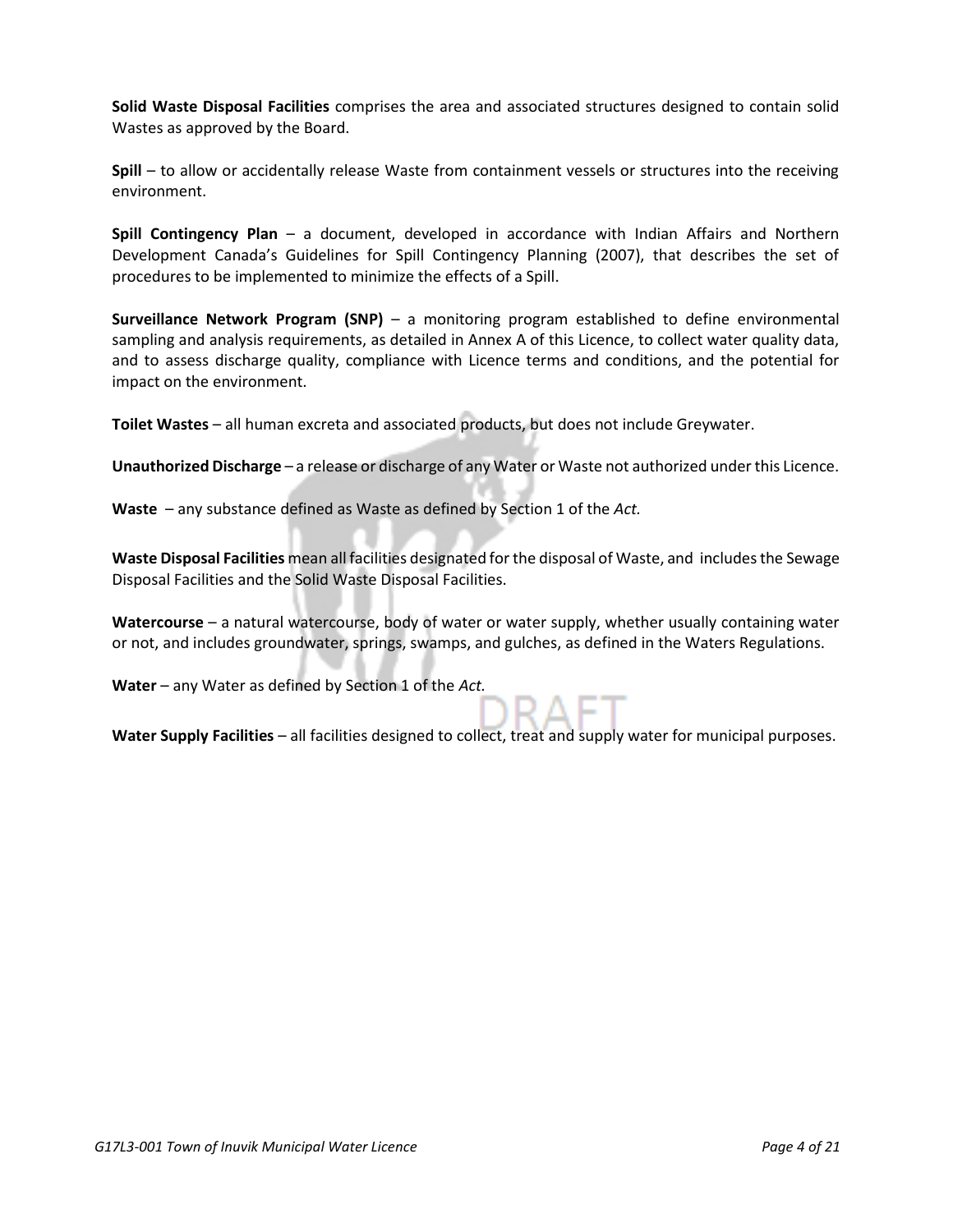**Solid Waste Disposal Facilities** comprises the area and associated structures designed to contain solid Wastes as approved by the Board.

**Spill** – to allow or accidentally release Waste from containment vessels or structures into the receiving environment.

**Spill Contingency Plan** – a document, developed in accordance with Indian Affairs and Northern Development Canada's Guidelines for Spill Contingency Planning (2007), that describes the set of procedures to be implemented to minimize the effects of a Spill.

**Surveillance Network Program (SNP)** – a monitoring program established to define environmental sampling and analysis requirements, as detailed in Annex A of this Licence, to collect water quality data, and to assess discharge quality, compliance with Licence terms and conditions, and the potential for impact on the environment.

**Toilet Wastes** – all human excreta and associated products, but does not include Greywater.

**Unauthorized Discharge** – a release or discharge of any Water or Waste not authorized under this Licence.

**Waste** – any substance defined as Waste as defined by Section 1 of the *Act.*

**Waste Disposal Facilities** mean all facilities designated for the disposal of Waste, and includes the Sewage Disposal Facilities and the Solid Waste Disposal Facilities.

**Watercourse** – a natural watercourse, body of water or water supply, whether usually containing water or not, and includes groundwater, springs, swamps, and gulches, as defined in the Waters Regulations.

**Water** – any Water as defined by Section 1 of the *Act.*

**Water Supply Facilities** – all facilities designed to collect, treat and supply water for municipal purposes.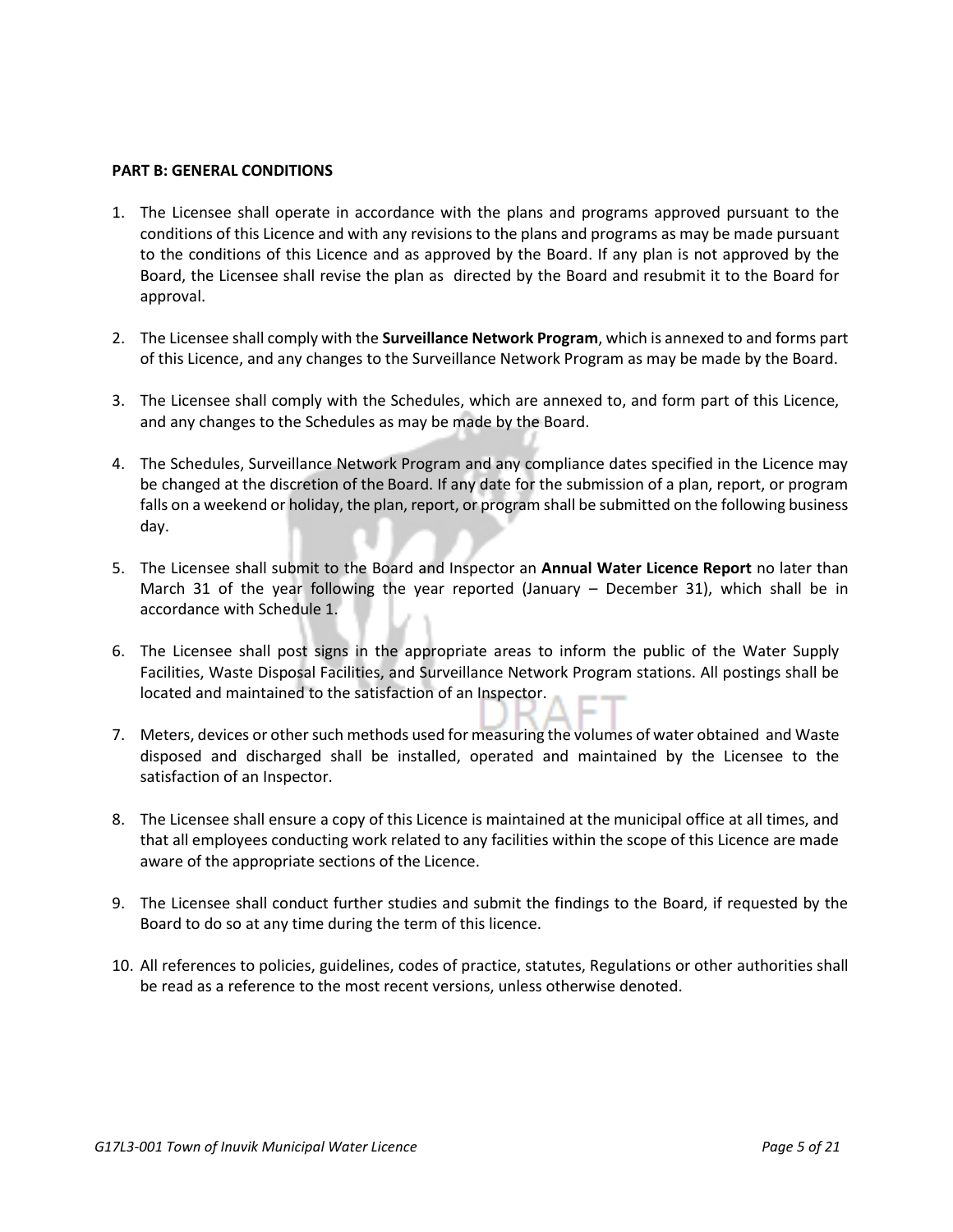**PART B: GENERAL CONDITIONS**

1. The Licensee shall operate in accordance with the plans and programs approved pursuant to the conditions of this Licence and with any revisions to the plans and programs as may be made pursuant to the conditions of this Licence and as approved by the Board. If any plan is not approved by the Board, the Licensee shall revise the plan as directed by the Board and resubmit it to the Board for approval.

2. The Licensee shall comply with the **Surveillance Network Program**, which is annexed to and forms part of this Licence, and any changes to the Surveillance Network Program as may be made by the Board.

3. The Licensee shall comply with the Schedules, which are annexed to, and form part of this Licence, and any changes to the Schedules as may be made by the Board.

4. The Schedules, Surveillance Network Program and any compliance dates specified in the Licence may be changed at the discretion of the Board. If any date for the submission of a plan, report, or program falls on a weekend or holiday, the plan, report, or program shall be submitted on the following business day.

5. The Licensee shall submit to the Board and Inspector an **Annual Water Licence Report** no later than March 31 of the year following the year reported (January – December 31), which shall be in accordance with Schedule 1.

6. The Licensee shall post signs in the appropriate areas to inform the public of the Water Supply Facilities, Waste Disposal Facilities, and Surveillance Network Program stations. All postings shall be located and maintained to the satisfaction of an Inspector.

7. Meters, devices or other such methods used for measuring the volumes of water obtained and Waste disposed and discharged shall be installed, operated and maintained by the Licensee to the satisfaction of an Inspector.

8. The Licensee shall ensure a copy of this Licence is maintained at the municipal office at all times, and that all employees conducting work related to any facilities within the scope of this Licence are made aware of the appropriate sections of the Licence.

9. The Licensee shall conduct further studies and submit the findings to the Board, if requested by the Board to do so at any time during the term of this licence.

10. All references to policies, guidelines, codes of practice, statutes, Regulations or other authorities shall be read as a reference to the most recent versions, unless otherwise denoted.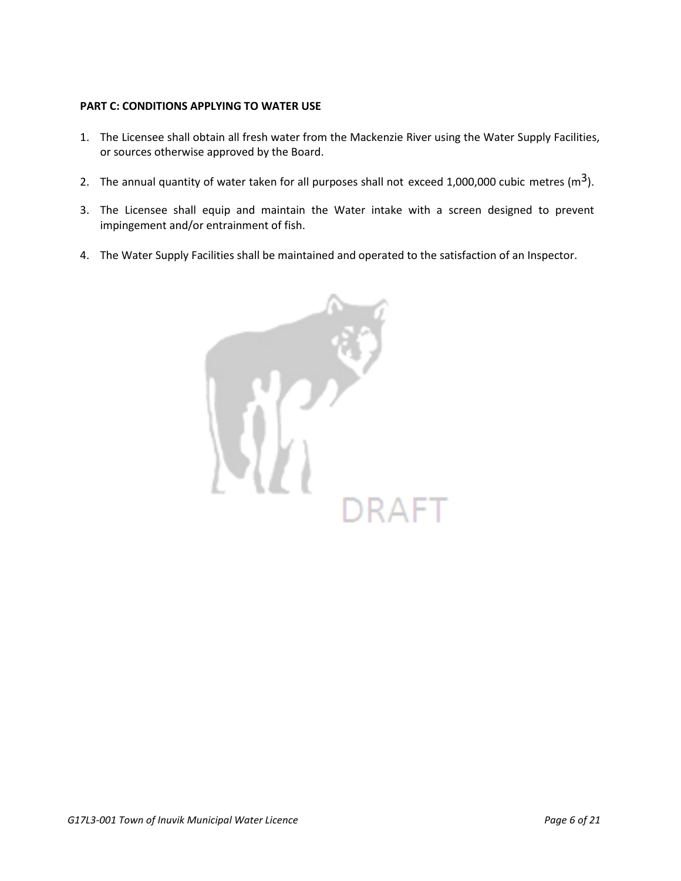**PART C: CONDITIONS APPLYING TO WATER USE**

1. The Licensee shall obtain all fresh water from the Mackenzie River using the Water Supply Facilities, or sources otherwise approved by the Board.

2. The annual quantity of water taken for all purposes shall not exceed 1,000,000 cubic metres ($m^3$).

3. The Licensee shall equip and maintain the Water intake with a screen designed to prevent impingement and/or entrainment of fish.

4. The Water Supply Facilities shall be maintained and operated to the satisfaction of an Inspector.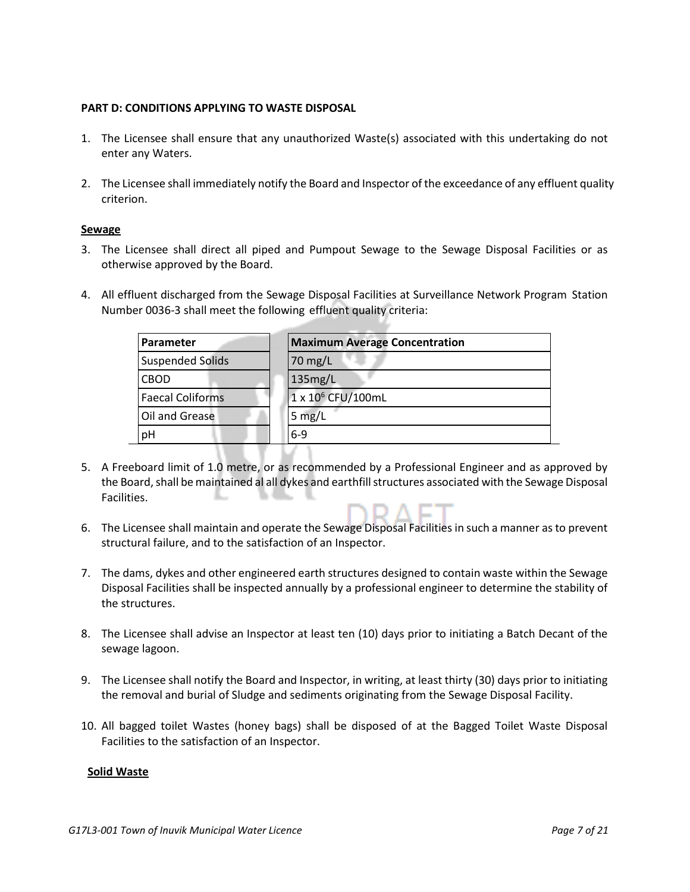**PART D: CONDITIONS APPLYING TO WASTE DISPOSAL**

1. The Licensee shall ensure that any unauthorized Waste(s) associated with this undertaking do not enter any Waters.

2. The Licensee shall immediately notify the Board and Inspector of the exceedance of any effluent quality criterion.

**Sewage**

3. The Licensee shall direct all piped and Pumpout Sewage to the Sewage Disposal Facilities or as otherwise approved by the Board.

4. All effluent discharged from the Sewage Disposal Facilities at Surveillance Network Program Station Number 0036-3 shall meet the following effluent quality criteria:

| Parameter | Maximum Average Concentration |
|---|---|
| Suspended Solids | 70 mg/L |
| CBOD | 135mg/L |
| Faecal Coliforms | 1 x $10^6$ CFU/100mL |
| Oil and Grease | 5 mg/L |
| pH | 6-9 |

5. A Freeboard limit of 1.0 metre, or as recommended by a Professional Engineer and as approved by the Board, shall be maintained al all dykes and earthfill structures associated with the Sewage Disposal Facilities.

6. The Licensee shall maintain and operate the Sewage Disposal Facilities in such a manner as to prevent structural failure, and to the satisfaction of an Inspector.

7. The dams, dykes and other engineered earth structures designed to contain waste within the Sewage Disposal Facilities shall be inspected annually by a professional engineer to determine the stability of the structures.

8. The Licensee shall advise an Inspector at least ten (10) days prior to initiating a Batch Decant of the sewage lagoon.

9. The Licensee shall notify the Board and Inspector, in writing, at least thirty (30) days prior to initiating the removal and burial of Sludge and sediments originating from the Sewage Disposal Facility.

10. All bagged toilet Wastes (honey bags) shall be disposed of at the Bagged Toilet Waste Disposal Facilities to the satisfaction of an Inspector.

**Solid Waste**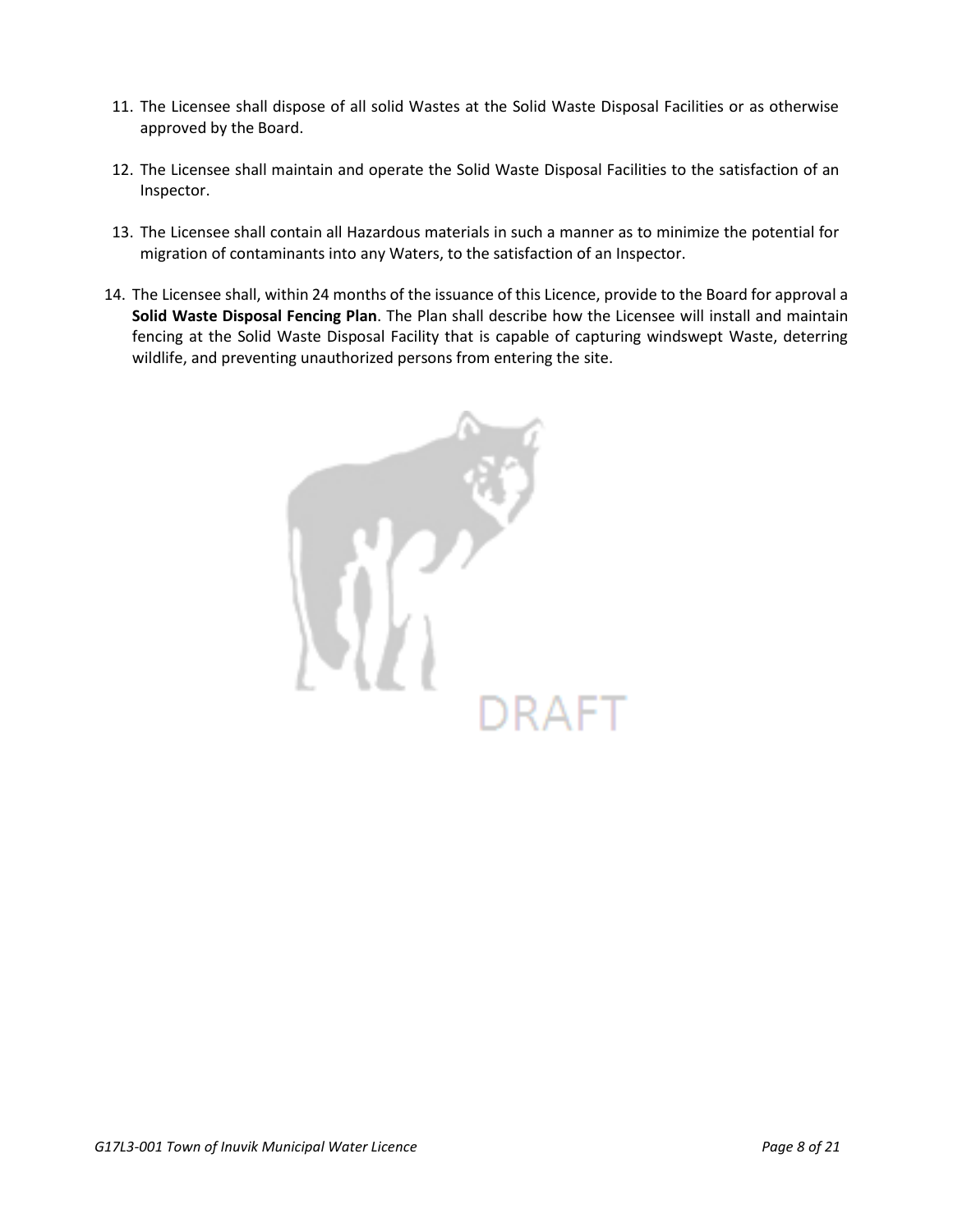11. The Licensee shall dispose of all solid Wastes at the Solid Waste Disposal Facilities or as otherwise approved by the Board.

12. The Licensee shall maintain and operate the Solid Waste Disposal Facilities to the satisfaction of an Inspector.

13. The Licensee shall contain all Hazardous materials in such a manner as to minimize the potential for migration of contaminants into any Waters, to the satisfaction of an Inspector.

14. The Licensee shall, within 24 months of the issuance of this Licence, provide to the Board for approval a **Solid Waste Disposal Fencing Plan**. The Plan shall describe how the Licensee will install and maintain fencing at the Solid Waste Disposal Facility that is capable of capturing windswept Waste, deterring wildlife, and preventing unauthorized persons from entering the site.

DRAFT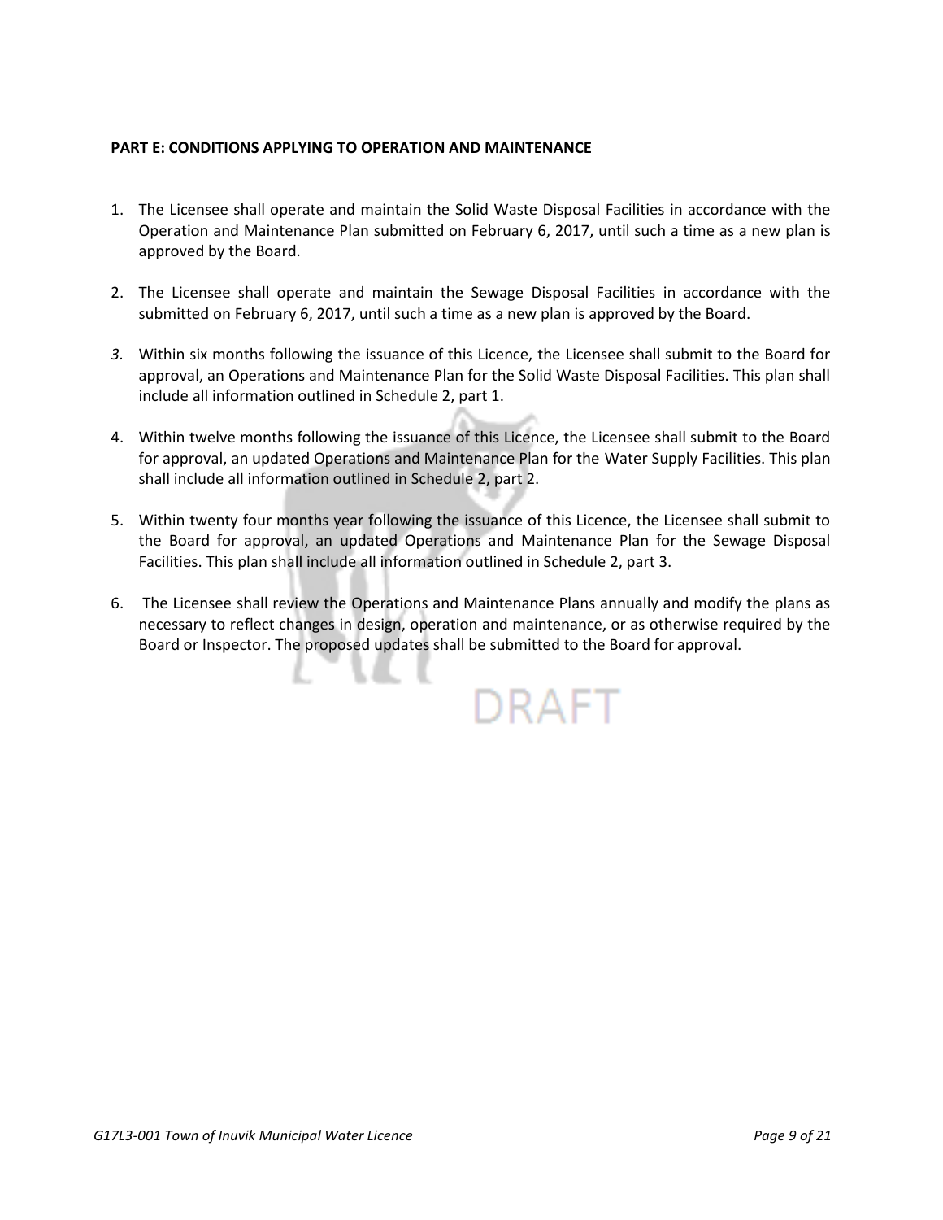**PART E: CONDITIONS APPLYING TO OPERATION AND MAINTENANCE**

1. The Licensee shall operate and maintain the Solid Waste Disposal Facilities in accordance with the Operation and Maintenance Plan submitted on February 6, 2017, until such a time as a new plan is approved by the Board.

2. The Licensee shall operate and maintain the Sewage Disposal Facilities in accordance with the submitted on February 6, 2017, until such a time as a new plan is approved by the Board.

3. Within six months following the issuance of this Licence, the Licensee shall submit to the Board for approval, an Operations and Maintenance Plan for the Solid Waste Disposal Facilities. This plan shall include all information outlined in Schedule 2, part 1.

4. Within twelve months following the issuance of this Licence, the Licensee shall submit to the Board for approval, an updated Operations and Maintenance Plan for the Water Supply Facilities. This plan shall include all information outlined in Schedule 2, part 2.

5. Within twenty four months year following the issuance of this Licence, the Licensee shall submit to the Board for approval, an updated Operations and Maintenance Plan for the Sewage Disposal Facilities. This plan shall include all information outlined in Schedule 2, part 3.

6. The Licensee shall review the Operations and Maintenance Plans annually and modify the plans as necessary to reflect changes in design, operation and maintenance, or as otherwise required by the Board or Inspector. The proposed updates shall be submitted to the Board for approval.

DRAFT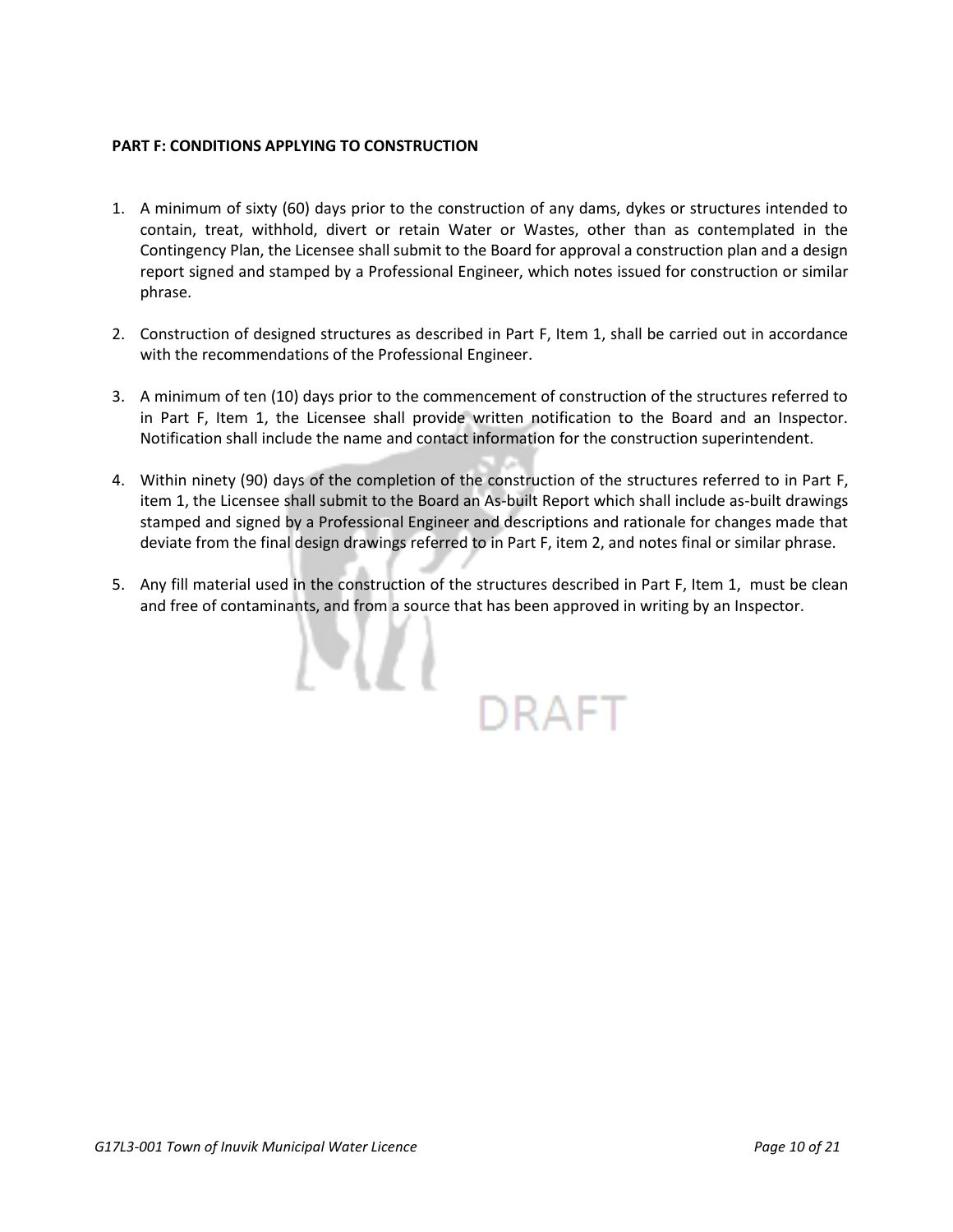**PART F: CONDITIONS APPLYING TO CONSTRUCTION**

1. A minimum of sixty (60) days prior to the construction of any dams, dykes or structures intended to contain, treat, withhold, divert or retain Water or Wastes, other than as contemplated in the Contingency Plan, the Licensee shall submit to the Board for approval a construction plan and a design report signed and stamped by a Professional Engineer, which notes issued for construction or similar phrase.

2. Construction of designed structures as described in Part F, Item 1, shall be carried out in accordance with the recommendations of the Professional Engineer.

3. A minimum of ten (10) days prior to the commencement of construction of the structures referred to in Part F, Item 1, the Licensee shall provide written notification to the Board and an Inspector. Notification shall include the name and contact information for the construction superintendent.

4. Within ninety (90) days of the completion of the construction of the structures referred to in Part F, item 1, the Licensee shall submit to the Board an As-built Report which shall include as-built drawings stamped and signed by a Professional Engineer and descriptions and rationale for changes made that deviate from the final design drawings referred to in Part F, item 2, and notes final or similar phrase.

5. Any fill material used in the construction of the structures described in Part F, Item 1, must be clean and free of contaminants, and from a source that has been approved in writing by an Inspector.

DRAFT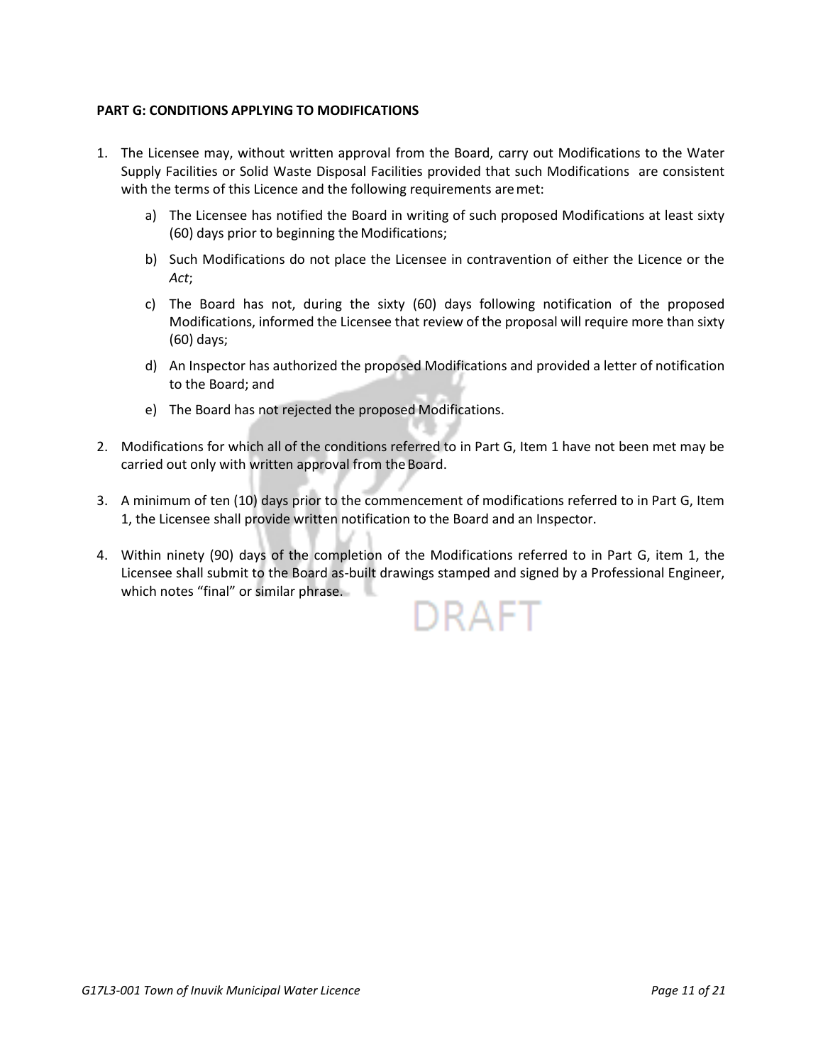**PART G: CONDITIONS APPLYING TO MODIFICATIONS**

1. The Licensee may, without written approval from the Board, carry out Modifications to the Water Supply Facilities or Solid Waste Disposal Facilities provided that such Modifications are consistent with the terms of this Licence and the following requirements are met:

   a) The Licensee has notified the Board in writing of such proposed Modifications at least sixty (60) days prior to beginning the Modifications;

   b) Such Modifications do not place the Licensee in contravention of either the Licence or the *Act*;

   c) The Board has not, during the sixty (60) days following notification of the proposed Modifications, informed the Licensee that review of the proposal will require more than sixty (60) days;

   d) An Inspector has authorized the proposed Modifications and provided a letter of notification to the Board; and

   e) The Board has not rejected the proposed Modifications.

2. Modifications for which all of the conditions referred to in Part G, Item 1 have not been met may be carried out only with written approval from the Board.

3. A minimum of ten (10) days prior to the commencement of modifications referred to in Part G, Item 1, the Licensee shall provide written notification to the Board and an Inspector.

4. Within ninety (90) days of the completion of the Modifications referred to in Part G, item 1, the Licensee shall submit to the Board as-built drawings stamped and signed by a Professional Engineer, which notes "final" or similar phrase.

DRAFT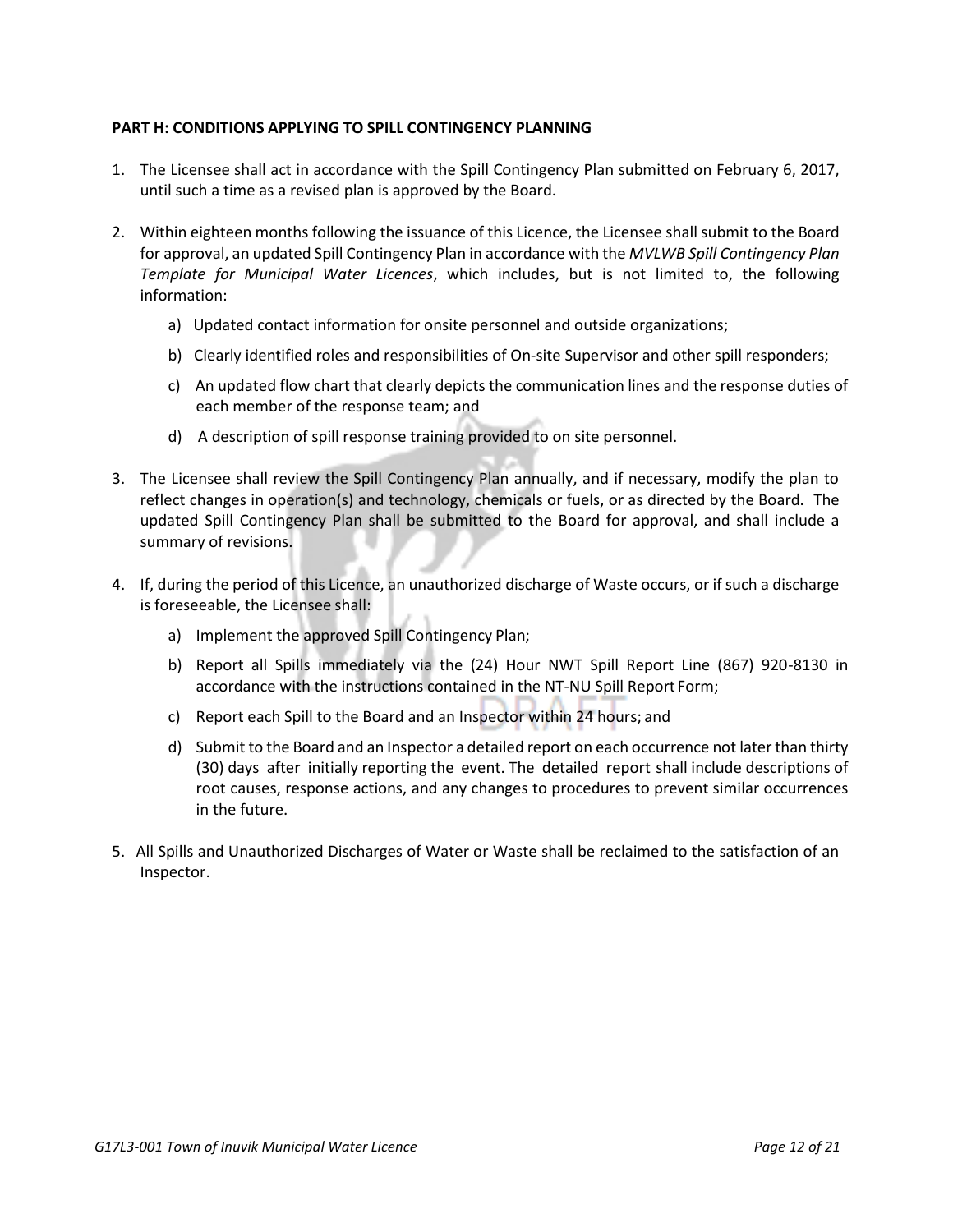**PART H: CONDITIONS APPLYING TO SPILL CONTINGENCY PLANNING**

1. The Licensee shall act in accordance with the Spill Contingency Plan submitted on February 6, 2017, until such a time as a revised plan is approved by the Board.

2. Within eighteen months following the issuance of this Licence, the Licensee shall submit to the Board for approval, an updated Spill Contingency Plan in accordance with the *MVLWB Spill Contingency Plan Template for Municipal Water Licences*, which includes, but is not limited to, the following information:

   a) Updated contact information for onsite personnel and outside organizations;

   b) Clearly identified roles and responsibilities of On-site Supervisor and other spill responders;

   c) An updated flow chart that clearly depicts the communication lines and the response duties of each member of the response team; and

   d) A description of spill response training provided to on site personnel.

3. The Licensee shall review the Spill Contingency Plan annually, and if necessary, modify the plan to reflect changes in operation(s) and technology, chemicals or fuels, or as directed by the Board. The updated Spill Contingency Plan shall be submitted to the Board for approval, and shall include a summary of revisions.

4. If, during the period of this Licence, an unauthorized discharge of Waste occurs, or if such a discharge is foreseeable, the Licensee shall:

   a) Implement the approved Spill Contingency Plan;

   b) Report all Spills immediately via the (24) Hour NWT Spill Report Line (867) 920-8130 in accordance with the instructions contained in the NT-NU Spill Report Form;

   c) Report each Spill to the Board and an Inspector within 24 hours; and

   d) Submit to the Board and an Inspector a detailed report on each occurrence not later than thirty (30) days after initially reporting the event. The detailed report shall include descriptions of root causes, response actions, and any changes to procedures to prevent similar occurrences in the future.

5. All Spills and Unauthorized Discharges of Water or Waste shall be reclaimed to the satisfaction of an Inspector.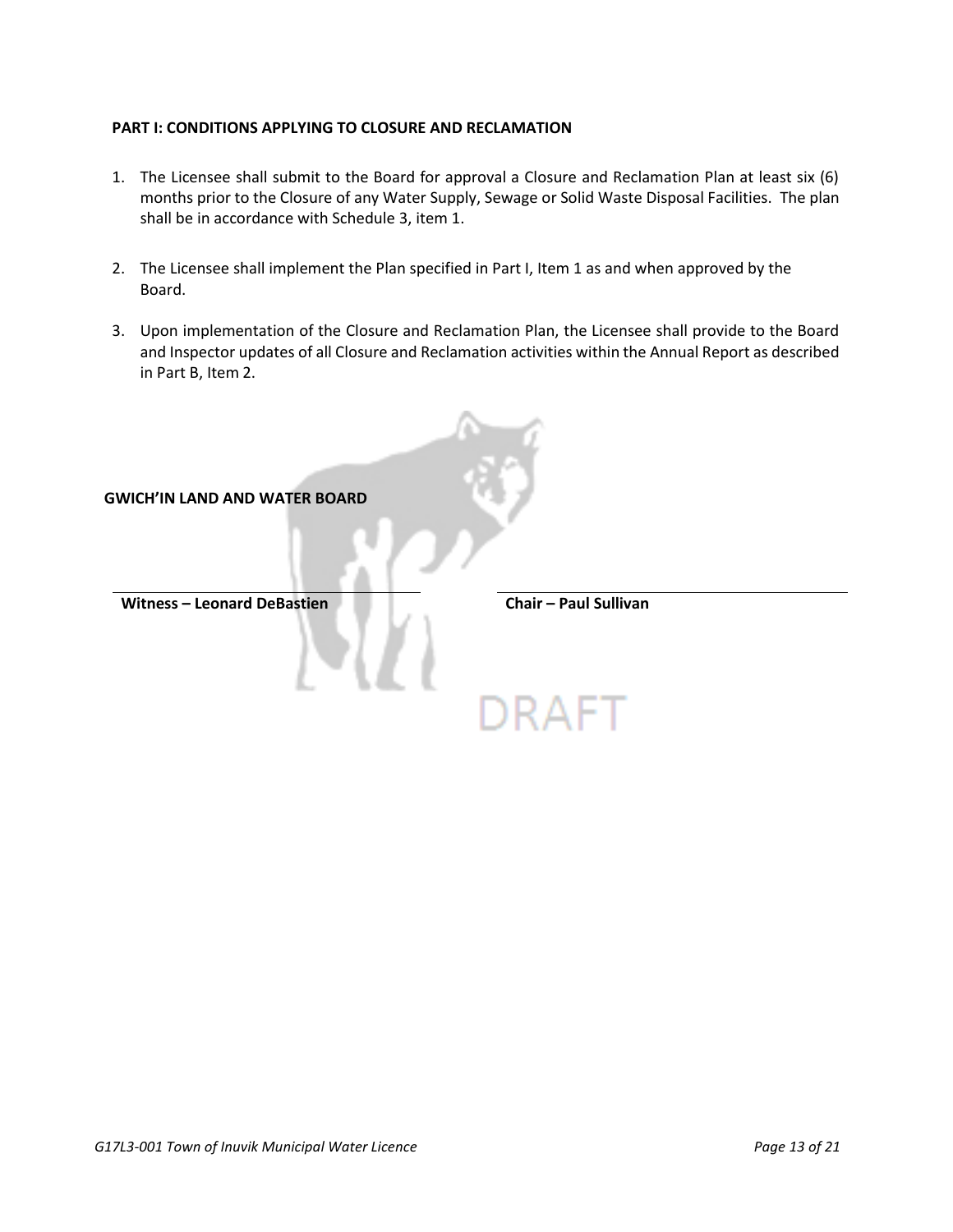**PART I: CONDITIONS APPLYING TO CLOSURE AND RECLAMATION**

1. The Licensee shall submit to the Board for approval a Closure and Reclamation Plan at least six (6) months prior to the Closure of any Water Supply, Sewage or Solid Waste Disposal Facilities. The plan shall be in accordance with Schedule 3, item 1.

2. The Licensee shall implement the Plan specified in Part I, Item 1 as and when approved by the Board.

3. Upon implementation of the Closure and Reclamation Plan, the Licensee shall provide to the Board and Inspector updates of all Closure and Reclamation activities within the Annual Report as described in Part B, Item 2.

**GWICH'IN LAND AND WATER BOARD**

| **Witness – Leonard DeBastien** | **Chair – Paul Sullivan** |
| --- | --- |

DRAFT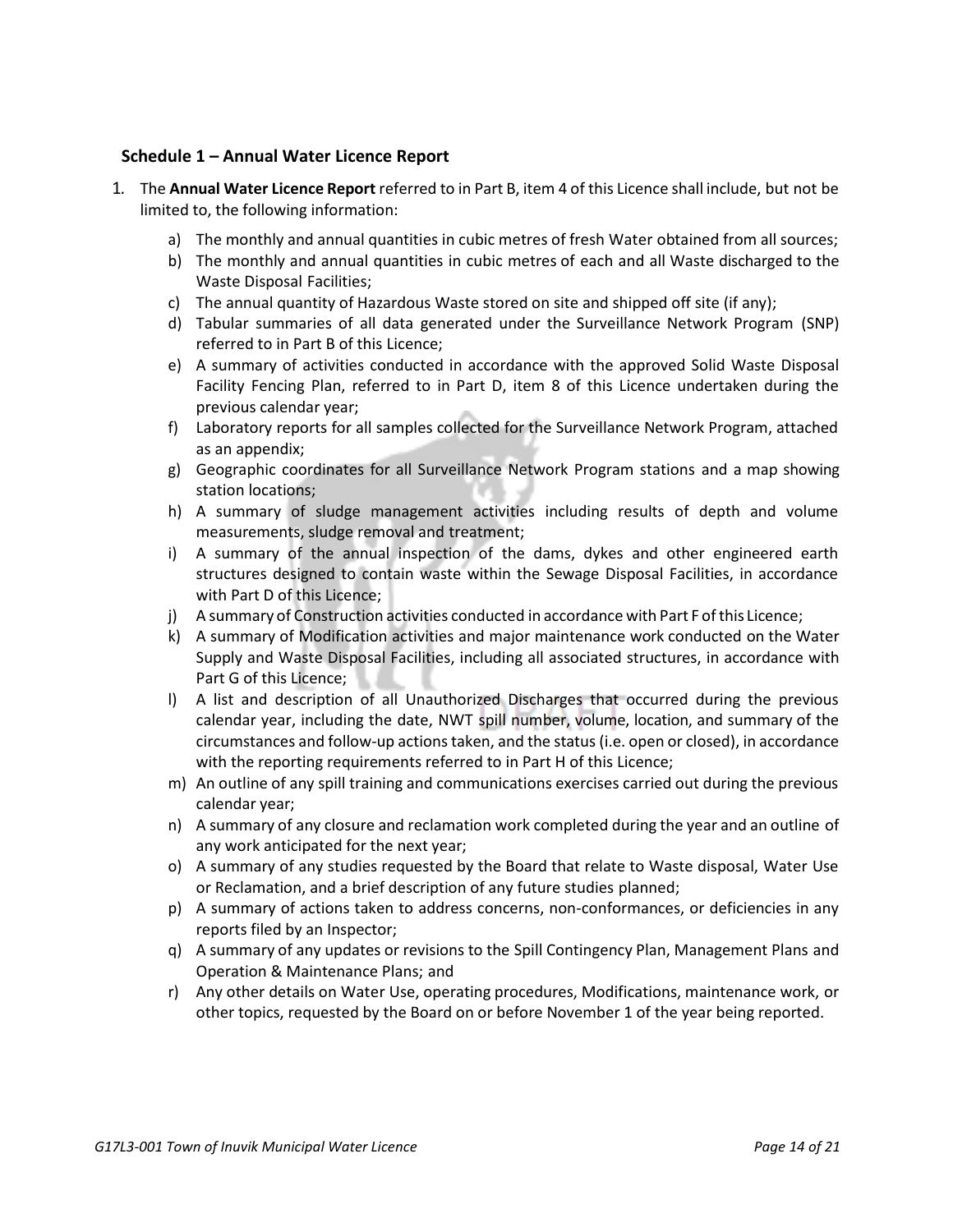### Schedule 1 – Annual Water Licence Report

1. The **Annual Water Licence Report** referred to in Part B, item 4 of this Licence shall include, but not be limited to, the following information:

    a) The monthly and annual quantities in cubic metres of fresh Water obtained from all sources;
    b) The monthly and annual quantities in cubic metres of each and all Waste discharged to the Waste Disposal Facilities;
    c) The annual quantity of Hazardous Waste stored on site and shipped off site (if any);
    d) Tabular summaries of all data generated under the Surveillance Network Program (SNP) referred to in Part B of this Licence;
    e) A summary of activities conducted in accordance with the approved Solid Waste Disposal Facility Fencing Plan, referred to in Part D, item 8 of this Licence undertaken during the previous calendar year;
    f) Laboratory reports for all samples collected for the Surveillance Network Program, attached as an appendix;
    g) Geographic coordinates for all Surveillance Network Program stations and a map showing station locations;
    h) A summary of sludge management activities including results of depth and volume measurements, sludge removal and treatment;
    i) A summary of the annual inspection of the dams, dykes and other engineered earth structures designed to contain waste within the Sewage Disposal Facilities, in accordance with Part D of this Licence;
    j) A summary of Construction activities conducted in accordance with Part F of this Licence;
    k) A summary of Modification activities and major maintenance work conducted on the Water Supply and Waste Disposal Facilities, including all associated structures, in accordance with Part G of this Licence;
    l) A list and description of all Unauthorized Discharges that occurred during the previous calendar year, including the date, NWT spill number, volume, location, and summary of the circumstances and follow-up actions taken, and the status (i.e. open or closed), in accordance with the reporting requirements referred to in Part H of this Licence;
    m) An outline of any spill training and communications exercises carried out during the previous calendar year;
    n) A summary of any closure and reclamation work completed during the year and an outline of any work anticipated for the next year;
    o) A summary of any studies requested by the Board that relate to Waste disposal, Water Use or Reclamation, and a brief description of any future studies planned;
    p) A summary of actions taken to address concerns, non-conformances, or deficiencies in any reports filed by an Inspector;
    q) A summary of any updates or revisions to the Spill Contingency Plan, Management Plans and Operation & Maintenance Plans; and
    r) Any other details on Water Use, operating procedures, Modifications, maintenance work, or other topics, requested by the Board on or before November 1 of the year being reported.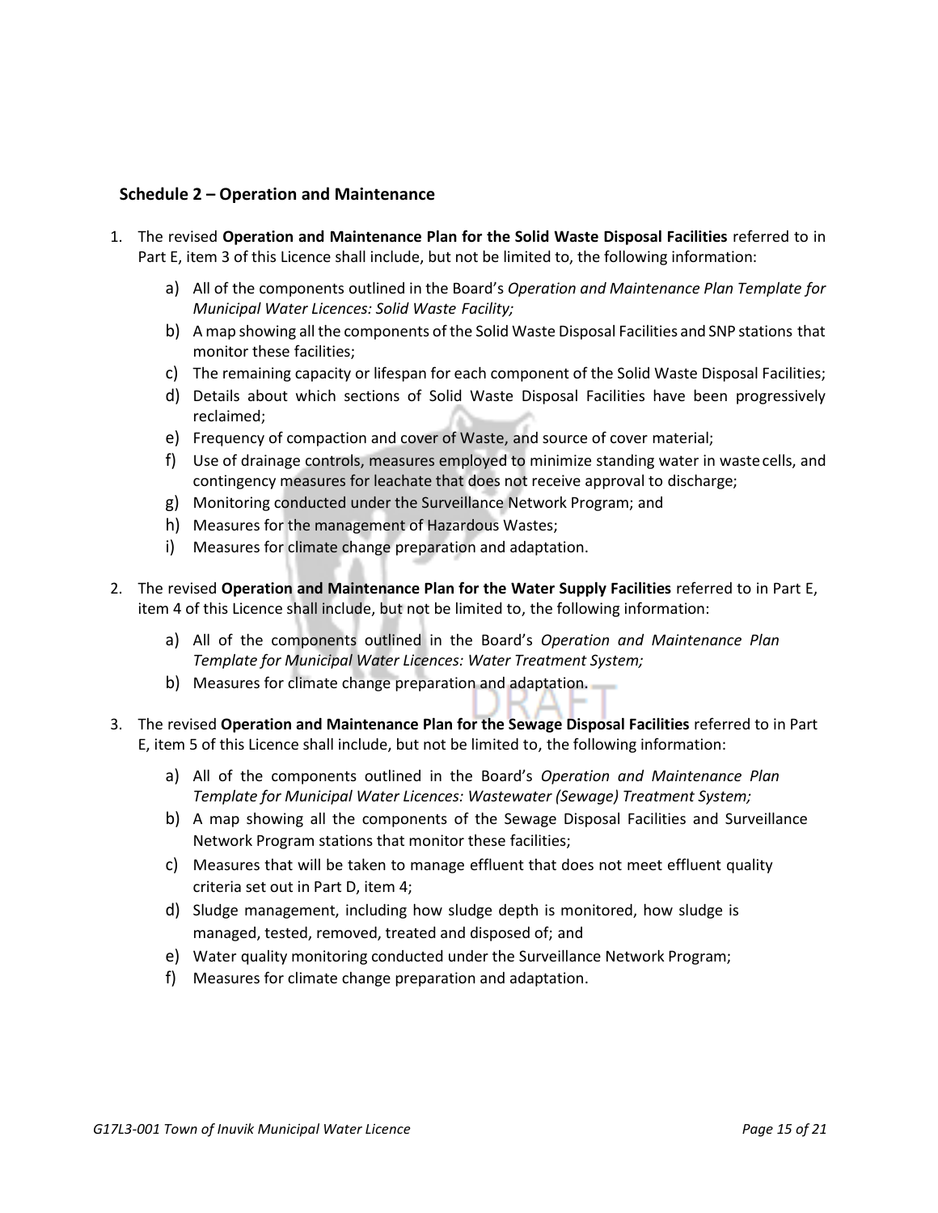## Schedule 2 – Operation and Maintenance

1. The revised **Operation and Maintenance Plan for the Solid Waste Disposal Facilities** referred to in Part E, item 3 of this Licence shall include, but not be limited to, the following information:

   a) All of the components outlined in the Board's *Operation and Maintenance Plan Template for Municipal Water Licences: Solid Waste Facility;*

   b) A map showing all the components of the Solid Waste Disposal Facilities and SNP stations that monitor these facilities;

   c) The remaining capacity or lifespan for each component of the Solid Waste Disposal Facilities;

   d) Details about which sections of Solid Waste Disposal Facilities have been progressively reclaimed;

   e) Frequency of compaction and cover of Waste, and source of cover material;

   f) Use of drainage controls, measures employed to minimize standing water in waste cells, and contingency measures for leachate that does not receive approval to discharge;

   g) Monitoring conducted under the Surveillance Network Program; and

   h) Measures for the management of Hazardous Wastes;

   i) Measures for climate change preparation and adaptation.

2. The revised **Operation and Maintenance Plan for the Water Supply Facilities** referred to in Part E, item 4 of this Licence shall include, but not be limited to, the following information:

   a) All of the components outlined in the Board's *Operation and Maintenance Plan Template for Municipal Water Licences: Water Treatment System;*

   b) Measures for climate change preparation and adaptation.

3. The revised **Operation and Maintenance Plan for the Sewage Disposal Facilities** referred to in Part E, item 5 of this Licence shall include, but not be limited to, the following information:

   a) All of the components outlined in the Board's *Operation and Maintenance Plan Template for Municipal Water Licences: Wastewater (Sewage) Treatment System;*

   b) A map showing all the components of the Sewage Disposal Facilities and Surveillance Network Program stations that monitor these facilities;

   c) Measures that will be taken to manage effluent that does not meet effluent quality criteria set out in Part D, item 4;

   d) Sludge management, including how sludge depth is monitored, how sludge is managed, tested, removed, treated and disposed of; and

   e) Water quality monitoring conducted under the Surveillance Network Program;

   f) Measures for climate change preparation and adaptation.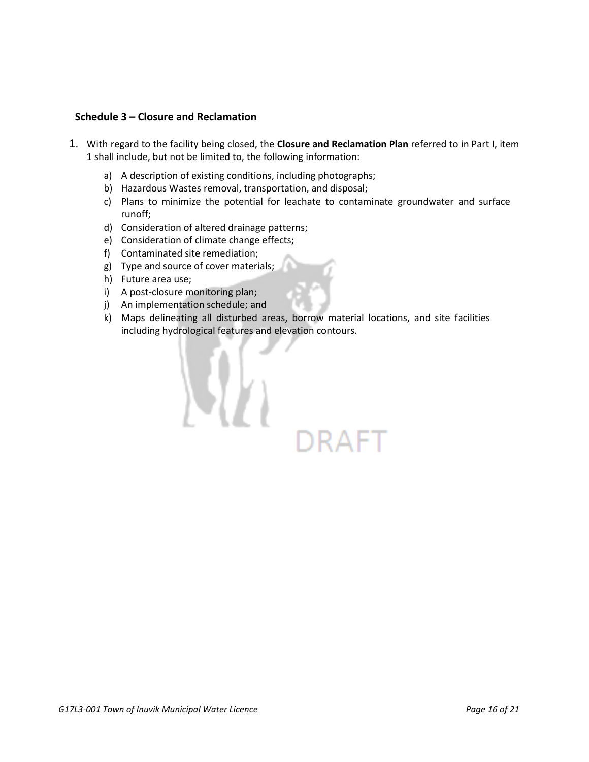## Schedule 3 – Closure and Reclamation

1. With regard to the facility being closed, the **Closure and Reclamation Plan** referred to in Part I, item 1 shall include, but not be limited to, the following information:

   a) A description of existing conditions, including photographs;
   b) Hazardous Wastes removal, transportation, and disposal;
   c) Plans to minimize the potential for leachate to contaminate groundwater and surface runoff;
   d) Consideration of altered drainage patterns;
   e) Consideration of climate change effects;
   f) Contaminated site remediation;
   g) Type and source of cover materials;
   h) Future area use;
   i) A post-closure monitoring plan;
   j) An implementation schedule; and
   k) Maps delineating all disturbed areas, borrow material locations, and site facilities including hydrological features and elevation contours.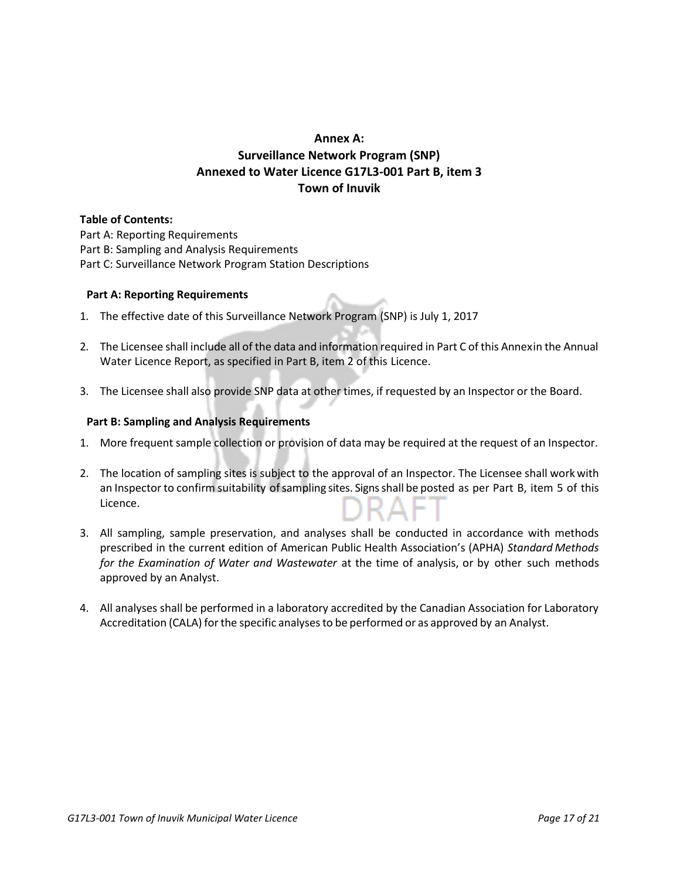# Annex A:
# Surveillance Network Program (SNP)
# Annexed to Water Licence G17L3-001 Part B, item 3
# Town of Inuvik

**Table of Contents:**

Part A: Reporting Requirements
Part B: Sampling and Analysis Requirements
Part C: Surveillance Network Program Station Descriptions

## Part A: Reporting Requirements

1. The effective date of this Surveillance Network Program (SNP) is July 1, 2017

2. The Licensee shall include all of the data and information required in Part C of this Annexin the Annual Water Licence Report, as specified in Part B, item 2 of this Licence.

3. The Licensee shall also provide SNP data at other times, if requested by an Inspector or the Board.

## Part B: Sampling and Analysis Requirements

1. More frequent sample collection or provision of data may be required at the request of an Inspector.

2. The location of sampling sites is subject to the approval of an Inspector. The Licensee shall work with an Inspector to confirm suitability of sampling sites. Signs shall be posted as per Part B, item 5 of this Licence.

3. All sampling, sample preservation, and analyses shall be conducted in accordance with methods prescribed in the current edition of American Public Health Association's (APHA) *Standard Methods for the Examination of Water and Wastewater* at the time of analysis, or by other such methods approved by an Analyst.

4. All analyses shall be performed in a laboratory accredited by the Canadian Association for Laboratory Accreditation (CALA) for the specific analyses to be performed or as approved by an Analyst.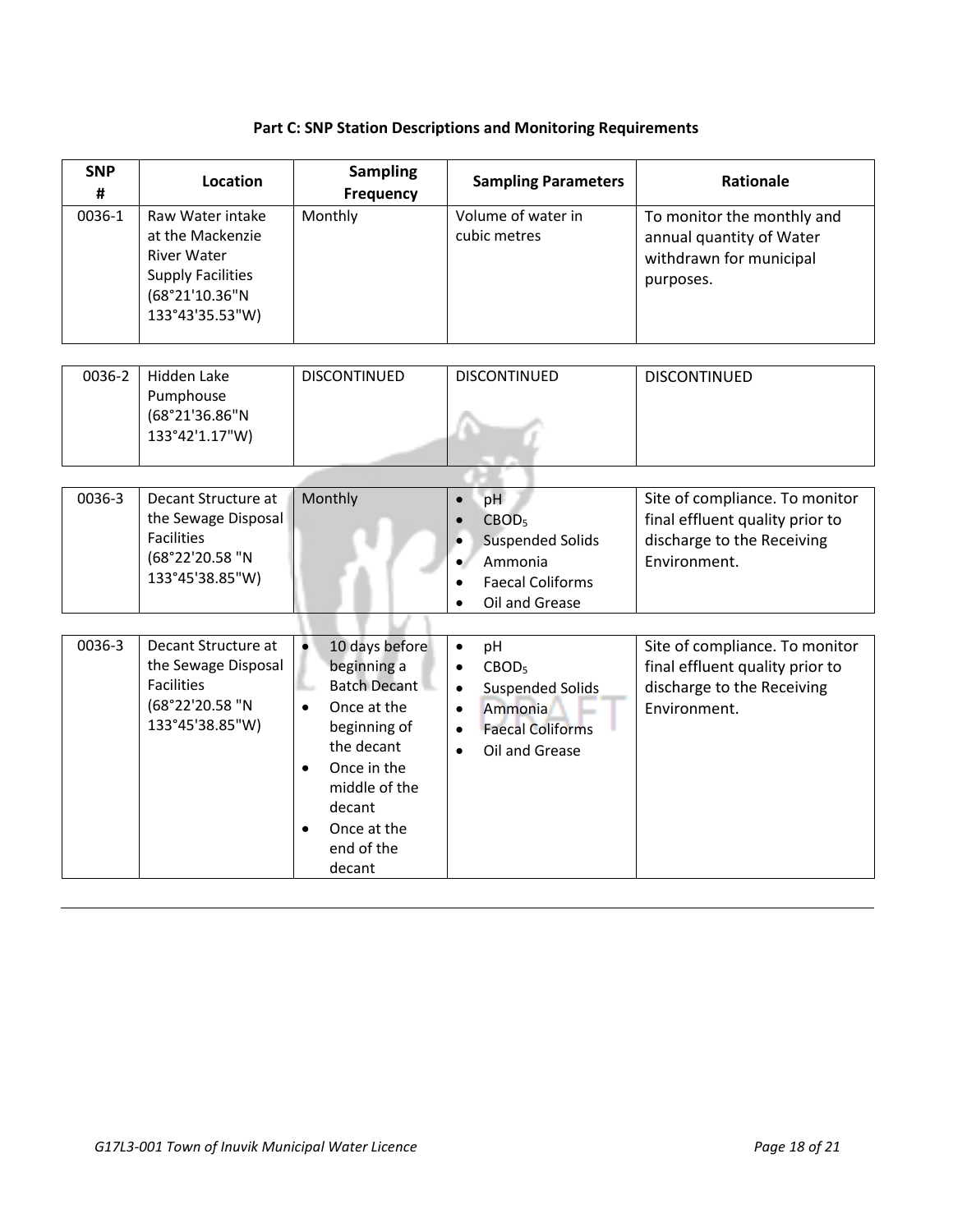**Part C: SNP Station Descriptions and Monitoring Requirements**

| SNP # | Location | Sampling Frequency | Sampling Parameters | Rationale |
|---|---|---|---|---|
| 0036-1 | Raw Water intake at the Mackenzie River Water Supply Facilities (68°21'10.36"N 133°43'35.53"W) | Monthly | Volume of water in cubic metres | To monitor the monthly and annual quantity of Water withdrawn for municipal purposes. |
| 0036-2 | Hidden Lake Pumphouse (68°21'36.86"N 133°42'1.17"W) | DISCONTINUED | DISCONTINUED | DISCONTINUED |
| 0036-3 | Decant Structure at the Sewage Disposal Facilities (68°22'20.58 "N 133°45'38.85"W) | Monthly | • pH<br>• $CBOD_5$<br>• Suspended Solids<br>• Ammonia<br>• Faecal Coliforms<br>• Oil and Grease | Site of compliance. To monitor final effluent quality prior to discharge to the Receiving Environment. |
| 0036-3 | Decant Structure at the Sewage Disposal Facilities (68°22'20.58 "N 133°45'38.85"W) | • 10 days before beginning a Batch Decant<br>• Once at the beginning of the decant<br>• Once in the middle of the decant<br>• Once at the end of the decant | • pH<br>• $CBOD_5$<br>• Suspended Solids<br>• Ammonia<br>• Faecal Coliforms<br>• Oil and Grease | Site of compliance. To monitor final effluent quality prior to discharge to the Receiving Environment. |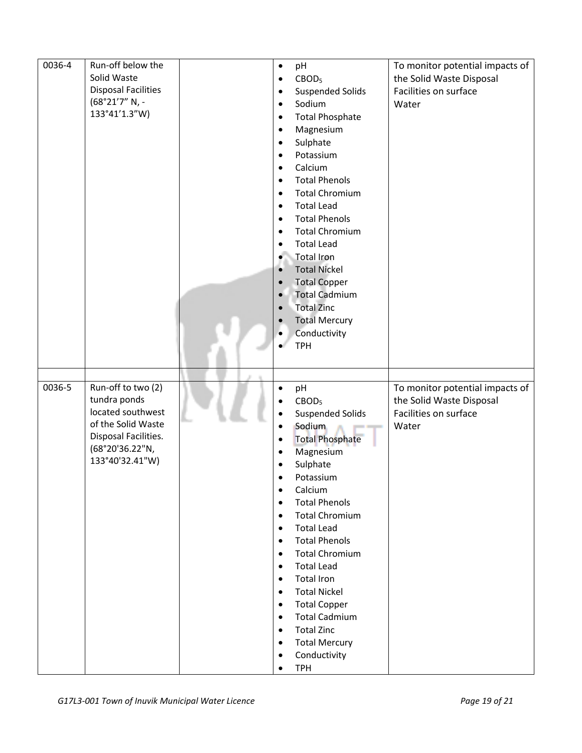| | | | | |
|---|---|---|---|---|
| 0036-4 | Run-off below the Solid Waste Disposal Facilities (68°21'7" N, -133°41'1.3"W) | | • pH<br>• $CBOD_5$<br>• Suspended Solids<br>• Sodium<br>• Total Phosphate<br>• Magnesium<br>• Sulphate<br>• Potassium<br>• Calcium<br>• Total Phenols<br>• Total Chromium<br>• Total Lead<br>• Total Phenols<br>• Total Chromium<br>• Total Lead<br>• Total Iron<br>• Total Nickel<br>• Total Copper<br>• Total Cadmium<br>• Total Zinc<br>• Total Mercury<br>• Conductivity<br>• TPH | To monitor potential impacts of the Solid Waste Disposal Facilities on surface Water |
| | | | | |
| 0036-5 | Run-off to two (2) tundra ponds located southwest of the Solid Waste Disposal Facilities. (68°20'36.22"N, 133°40'32.41"W) | | • pH<br>• $CBOD_5$<br>• Suspended Solids<br>• Sodium<br>• Total Phosphate<br>• Magnesium<br>• Sulphate<br>• Potassium<br>• Calcium<br>• Total Phenols<br>• Total Chromium<br>• Total Lead<br>• Total Phenols<br>• Total Chromium<br>• Total Lead<br>• Total Iron<br>• Total Nickel<br>• Total Copper<br>• Total Cadmium<br>• Total Zinc<br>• Total Mercury<br>• Conductivity<br>• TPH | To monitor potential impacts of the Solid Waste Disposal Facilities on surface Water |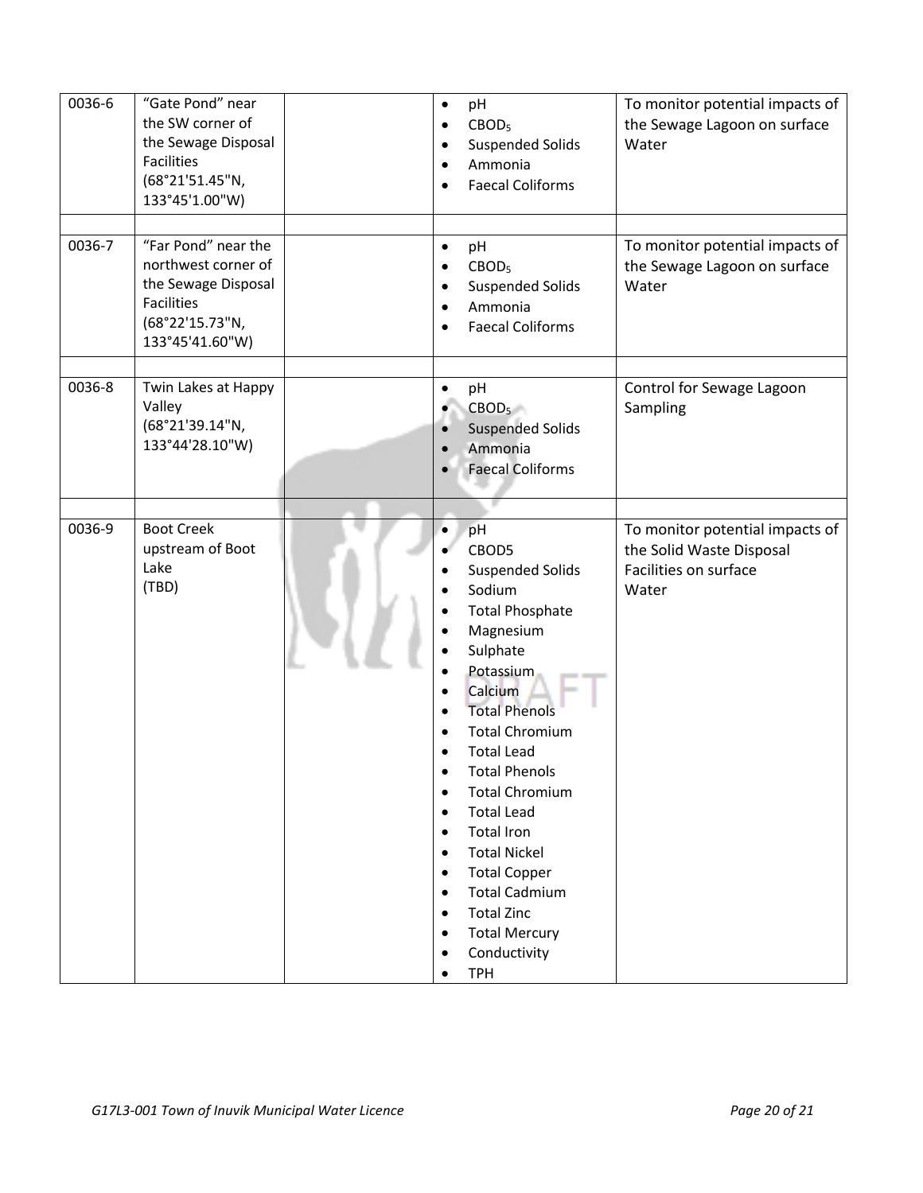| | | | | |
|---|---|---|---|---|
| 0036-6 | "Gate Pond" near the SW corner of the Sewage Disposal Facilities (68°21'51.45"N, 133°45'1.00"W) | | • pH<br>• $CBOD_5$<br>• Suspended Solids<br>• Ammonia<br>• Faecal Coliforms | To monitor potential impacts of the Sewage Lagoon on surface Water |
| | | | | |
| 0036-7 | "Far Pond" near the northwest corner of the Sewage Disposal Facilities (68°22'15.73"N, 133°45'41.60"W) | | • pH<br>• $CBOD_5$<br>• Suspended Solids<br>• Ammonia<br>• Faecal Coliforms | To monitor potential impacts of the Sewage Lagoon on surface Water |
| | | | | |
| 0036-8 | Twin Lakes at Happy Valley (68°21'39.14"N, 133°44'28.10"W) | | • pH<br>• $CBOD_5$<br>• Suspended Solids<br>• Ammonia<br>• Faecal Coliforms | Control for Sewage Lagoon Sampling |
| | | | | |
| 0036-9 | Boot Creek upstream of Boot Lake (TBD) | | • pH<br>• CBOD5<br>• Suspended Solids<br>• Sodium<br>• Total Phosphate<br>• Magnesium<br>• Sulphate<br>• Potassium<br>• Calcium<br>• Total Phenols<br>• Total Chromium<br>• Total Lead<br>• Total Phenols<br>• Total Chromium<br>• Total Lead<br>• Total Iron<br>• Total Nickel<br>• Total Copper<br>• Total Cadmium<br>• Total Zinc<br>• Total Mercury<br>• Conductivity<br>• TPH | To monitor potential impacts of the Solid Waste Disposal Facilities on surface Water |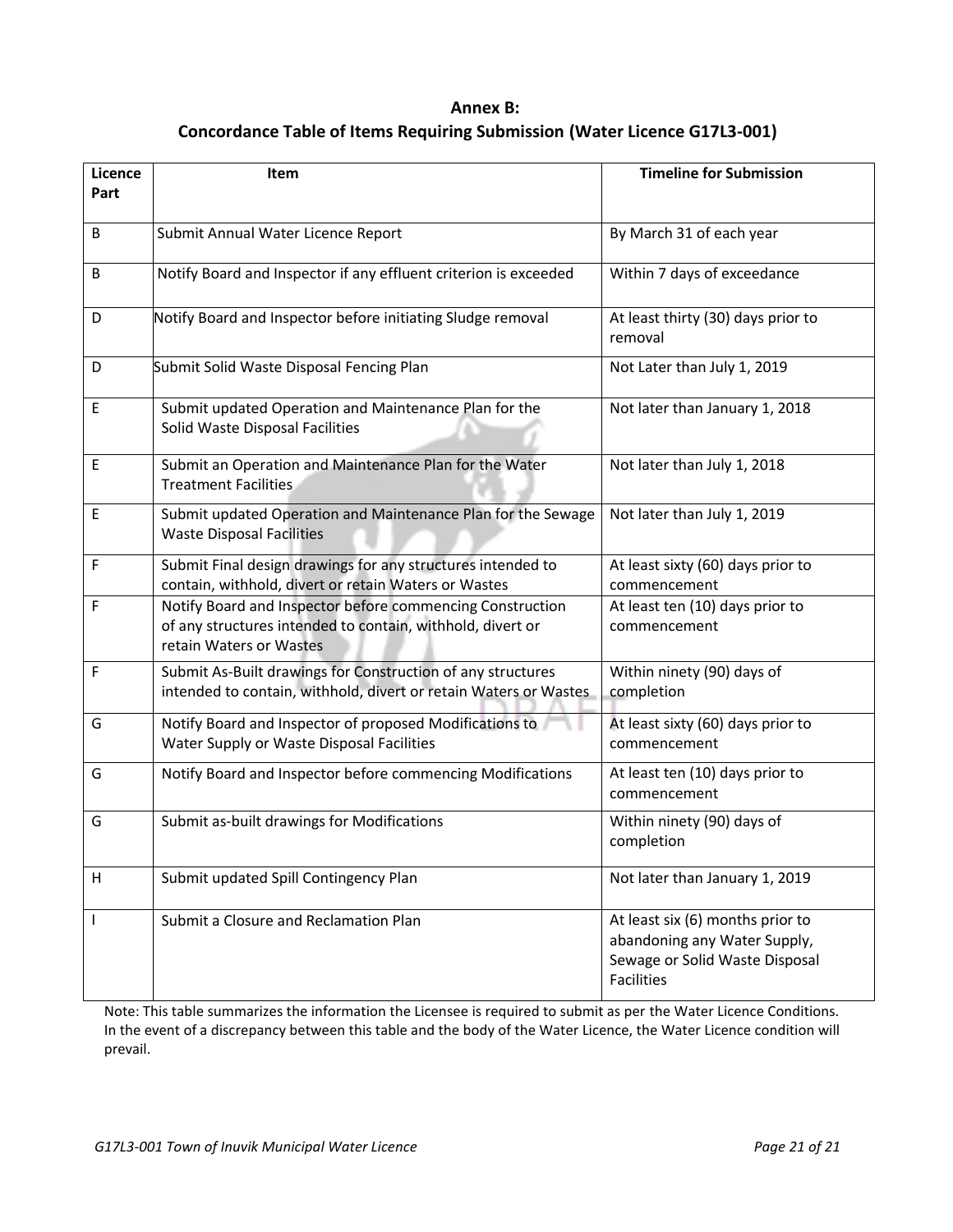**Annex B:**
**Concordance Table of Items Requiring Submission (Water Licence G17L3-001)**

| Licence Part | Item | Timeline for Submission |
|---|---|---|
| B | Submit Annual Water Licence Report | By March 31 of each year |
| B | Notify Board and Inspector if any effluent criterion is exceeded | Within 7 days of exceedance |
| D | Notify Board and Inspector before initiating Sludge removal | At least thirty (30) days prior to removal |
| D | Submit Solid Waste Disposal Fencing Plan | Not Later than July 1, 2019 |
| E | Submit updated Operation and Maintenance Plan for the Solid Waste Disposal Facilities | Not later than January 1, 2018 |
| E | Submit an Operation and Maintenance Plan for the Water Treatment Facilities | Not later than July 1, 2018 |
| E | Submit updated Operation and Maintenance Plan for the Sewage Waste Disposal Facilities | Not later than July 1, 2019 |
| F | Submit Final design drawings for any structures intended to contain, withhold, divert or retain Waters or Wastes | At least sixty (60) days prior to commencement |
| F | Notify Board and Inspector before commencing Construction of any structures intended to contain, withhold, divert or retain Waters or Wastes | At least ten (10) days prior to commencement |
| F | Submit As-Built drawings for Construction of any structures intended to contain, withhold, divert or retain Waters or Wastes | Within ninety (90) days of completion |
| G | Notify Board and Inspector of proposed Modifications to Water Supply or Waste Disposal Facilities | At least sixty (60) days prior to commencement |
| G | Notify Board and Inspector before commencing Modifications | At least ten (10) days prior to commencement |
| G | Submit as-built drawings for Modifications | Within ninety (90) days of completion |
| H | Submit updated Spill Contingency Plan | Not later than January 1, 2019 |
| I | Submit a Closure and Reclamation Plan | At least six (6) months prior to abandoning any Water Supply, Sewage or Solid Waste Disposal Facilities |

Note: This table summarizes the information the Licensee is required to submit as per the Water Licence Conditions. In the event of a discrepancy between this table and the body of the Water Licence, the Water Licence condition will prevail.